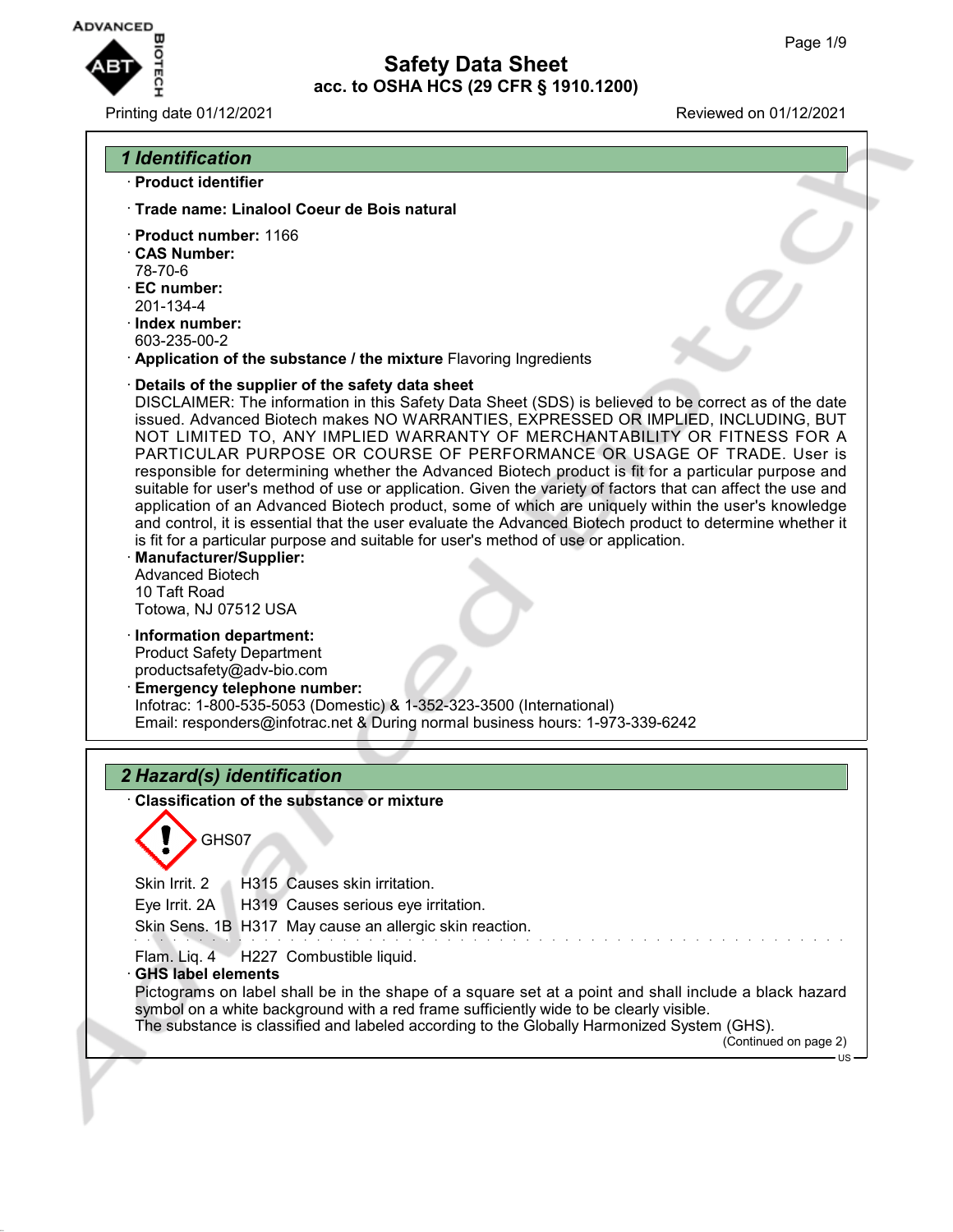# Safety Data Sheet
## acc. to OSHA HCS (29 CFR § 1910.1200)

Printing date 01/12/2021 Reviewed on 01/12/2021

## 1 Identification

· **Product identifier**

· **Trade name: Linalool Coeur de Bois natural**

· **Product number:** 1166
· **CAS Number:**
78-70-6
· **EC number:**
201-134-4
· **Index number:**
603-235-00-2
· **Application of the substance / the mixture** Flavoring Ingredients

· **Details of the supplier of the safety data sheet**
DISCLAIMER: The information in this Safety Data Sheet (SDS) is believed to be correct as of the date issued. Advanced Biotech makes NO WARRANTIES, EXPRESSED OR IMPLIED, INCLUDING, BUT NOT LIMITED TO, ANY IMPLIED WARRANTY OF MERCHANTABILITY OR FITNESS FOR A PARTICULAR PURPOSE OR COURSE OF PERFORMANCE OR USAGE OF TRADE. User is responsible for determining whether the Advanced Biotech product is fit for a particular purpose and suitable for user's method of use or application. Given the variety of factors that can affect the use and application of an Advanced Biotech product, some of which are uniquely within the user's knowledge and control, it is essential that the user evaluate the Advanced Biotech product to determine whether it is fit for a particular purpose and suitable for user's method of use or application.
· **Manufacturer/Supplier:**
Advanced Biotech
10 Taft Road
Totowa, NJ 07512 USA

· **Information department:**
Product Safety Department
productsafety@adv-bio.com
· **Emergency telephone number:**
Infotrac: 1-800-535-5053 (Domestic) & 1-352-323-3500 (International)
Email: responders@infotrac.net & During normal business hours: 1-973-339-6242

## 2 Hazard(s) identification

· **Classification of the substance or mixture**

GHS07

Skin Irrit. 2 H315 Causes skin irritation.
Eye Irrit. 2A H319 Causes serious eye irritation.
Skin Sens. 1B H317 May cause an allergic skin reaction.

Flam. Liq. 4 H227 Combustible liquid.
· **GHS label elements**
Pictograms on label shall be in the shape of a square set at a point and shall include a black hazard symbol on a white background with a red frame sufficiently wide to be clearly visible.
The substance is classified and labeled according to the Globally Harmonized System (GHS).

(Continued on page 2)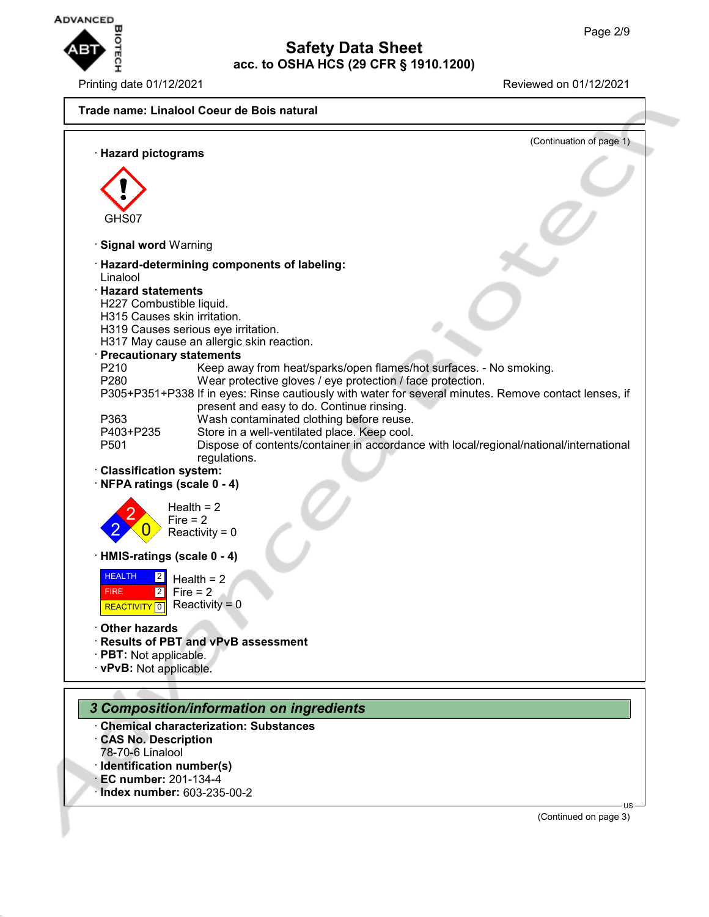**Trade name: Linalool Coeur de Bois natural**

(Continuation of page 1)

· **Hazard pictograms**

GHS07

· **Signal word** Warning

· **Hazard-determining components of labeling:**
Linalool

· **Hazard statements**
H227 Combustible liquid.
H315 Causes skin irritation.
H319 Causes serious eye irritation.
H317 May cause an allergic skin reaction.

· **Precautionary statements**

| | |
|---|---|
| P210 | Keep away from heat/sparks/open flames/hot surfaces. - No smoking. |
| P280 | Wear protective gloves / eye protection / face protection. |
| P305+P351+P338 | If in eyes: Rinse cautiously with water for several minutes. Remove contact lenses, if present and easy to do. Continue rinsing. |
| P363 | Wash contaminated clothing before reuse. |
| P403+P235 | Store in a well-ventilated place. Keep cool. |
| P501 | Dispose of contents/container in accordance with local/regional/national/international regulations. |

· **Classification system:**

· **NFPA ratings (scale 0 - 4)**

Health = 2
Fire = 2
Reactivity = 0

· **HMIS-ratings (scale 0 - 4)**

| | |
|---|---|
| HEALTH | 2 |
| FIRE | 2 |
| REACTIVITY | 0 |

Health = 2
Fire = 2
Reactivity = 0

· **Other hazards**

· **Results of PBT and vPvB assessment**

· **PBT:** Not applicable.

· **vPvB:** Not applicable.

## *3 Composition/information on ingredients*

· **Chemical characterization: Substances**

· **CAS No. Description**
78-70-6 Linalool

· **Identification number(s)**

· **EC number:** 201-134-4

· **Index number:** 603-235-00-2

(Continued on page 3)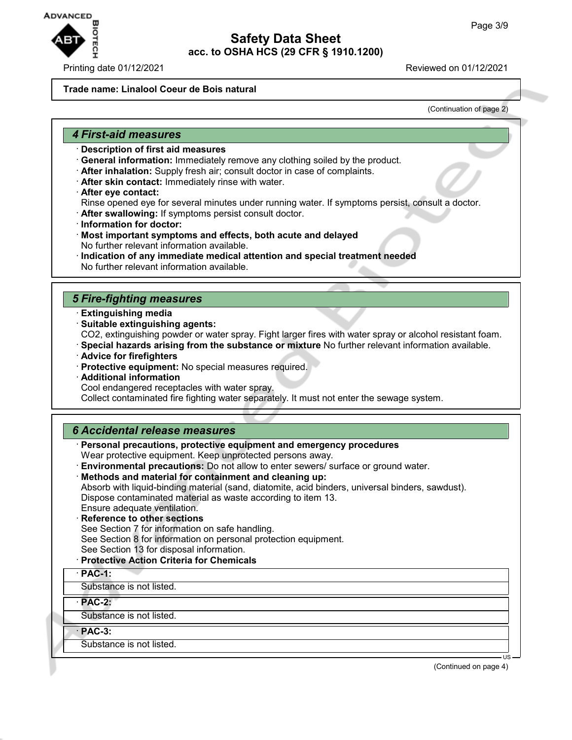**Trade name: Linalool Coeur de Bois natural**

(Continuation of page 2)

## 4 First-aid measures

- **Description of first aid measures**
- **General information:** Immediately remove any clothing soiled by the product.
- **After inhalation:** Supply fresh air; consult doctor in case of complaints.
- **After skin contact:** Immediately rinse with water.
- **After eye contact:**
  Rinse opened eye for several minutes under running water. If symptoms persist, consult a doctor.
- **After swallowing:** If symptoms persist consult doctor.
- **Information for doctor:**
- **Most important symptoms and effects, both acute and delayed**
  No further relevant information available.
- **Indication of any immediate medical attention and special treatment needed**
  No further relevant information available.

## 5 Fire-fighting measures

- **Extinguishing media**
- **Suitable extinguishing agents:**
  $CO_2$, extinguishing powder or water spray. Fight larger fires with water spray or alcohol resistant foam.
- **Special hazards arising from the substance or mixture** No further relevant information available.
- **Advice for firefighters**
- **Protective equipment:** No special measures required.
- **Additional information**
  Cool endangered receptacles with water spray.
  Collect contaminated fire fighting water separately. It must not enter the sewage system.

## 6 Accidental release measures

- **Personal precautions, protective equipment and emergency procedures**
  Wear protective equipment. Keep unprotected persons away.
- **Environmental precautions:** Do not allow to enter sewers/ surface or ground water.
- **Methods and material for containment and cleaning up:**
  Absorb with liquid-binding material (sand, diatomite, acid binders, universal binders, sawdust).
  Dispose contaminated material as waste according to item 13.
  Ensure adequate ventilation.
- **Reference to other sections**
  See Section 7 for information on safe handling.
  See Section 8 for information on personal protection equipment.
  See Section 13 for disposal information.
- **Protective Action Criteria for Chemicals**

| · **PAC-1:** |
| --- |
| Substance is not listed. |

| · **PAC-2:** |
| --- |
| Substance is not listed. |

| · **PAC-3:** |
| --- |
| Substance is not listed. |

(Continued on page 4)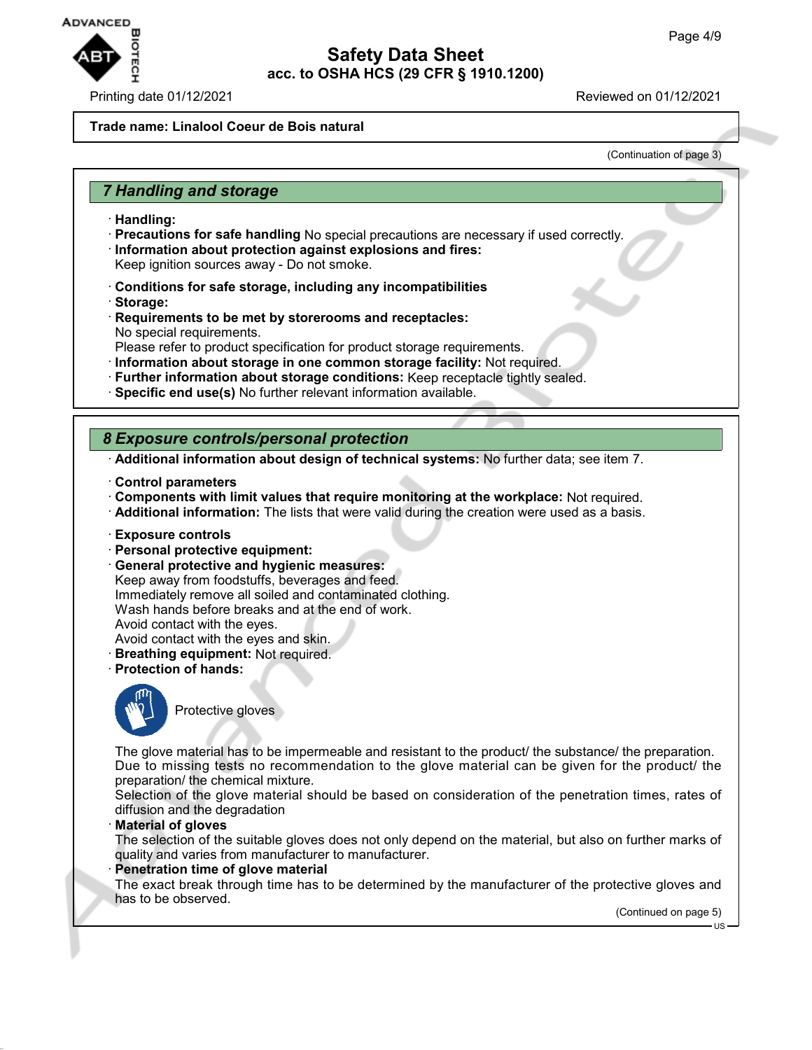**Trade name: Linalool Coeur de Bois natural**

(Continuation of page 3)

## 7 Handling and storage

· **Handling:**
· **Precautions for safe handling** No special precautions are necessary if used correctly.
· **Information about protection against explosions and fires:**
Keep ignition sources away - Do not smoke.

· **Conditions for safe storage, including any incompatibilities**
· **Storage:**
· **Requirements to be met by storerooms and receptacles:**
No special requirements.
Please refer to product specification for product storage requirements.
· **Information about storage in one common storage facility:** Not required.
· **Further information about storage conditions:** Keep receptacle tightly sealed.
· **Specific end use(s)** No further relevant information available.

## 8 Exposure controls/personal protection

· **Additional information about design of technical systems:** No further data; see item 7.

· **Control parameters**
· **Components with limit values that require monitoring at the workplace:** Not required.
· **Additional information:** The lists that were valid during the creation were used as a basis.

· **Exposure controls**
· **Personal protective equipment:**
· **General protective and hygienic measures:**
Keep away from foodstuffs, beverages and feed.
Immediately remove all soiled and contaminated clothing.
Wash hands before breaks and at the end of work.
Avoid contact with the eyes.
Avoid contact with the eyes and skin.
· **Breathing equipment:** Not required.
· **Protection of hands:**

Protective gloves

The glove material has to be impermeable and resistant to the product/ the substance/ the preparation.
Due to missing tests no recommendation to the glove material can be given for the product/ the preparation/ the chemical mixture.
Selection of the glove material should be based on consideration of the penetration times, rates of diffusion and the degradation
· **Material of gloves**
The selection of the suitable gloves does not only depend on the material, but also on further marks of quality and varies from manufacturer to manufacturer.
· **Penetration time of glove material**
The exact break through time has to be determined by the manufacturer of the protective gloves and has to be observed.

(Continued on page 5)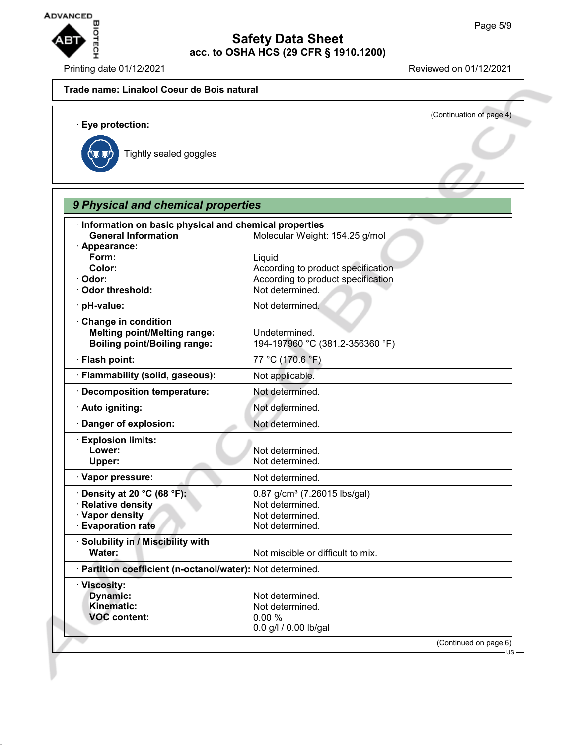**Trade name: Linalool Coeur de Bois natural**

(Continuation of page 4)

· **Eye protection:**

Tightly sealed goggles

## *9 Physical and chemical properties*

| | |
|---|---|
| · **Information on basic physical and chemical properties** | |
| **General Information** | Molecular Weight: 154.25 g/mol |
| · **Appearance:** | |
| **Form:** | Liquid |
| **Color:** | According to product specification |
| · **Odor:** | According to product specification |
| · **Odor threshold:** | Not determined. |
| · **pH-value:** | Not determined. |
| · **Change in condition** | |
| **Melting point/Melting range:** | Undetermined. |
| **Boiling point/Boiling range:** | 194-197960 °C (381.2-356360 °F) |
| · **Flash point:** | 77 °C (170.6 °F) |
| · **Flammability (solid, gaseous):** | Not applicable. |
| · **Decomposition temperature:** | Not determined. |
| · **Auto igniting:** | Not determined. |
| · **Danger of explosion:** | Not determined. |
| · **Explosion limits:** | |
| **Lower:** | Not determined. |
| **Upper:** | Not determined. |
| · **Vapor pressure:** | Not determined. |
| · **Density at 20 °C (68 °F):** | 0.87 g/cm³ (7.26015 lbs/gal) |
| · **Relative density** | Not determined. |
| · **Vapor density** | Not determined. |
| · **Evaporation rate** | Not determined. |
| · **Solubility in / Miscibility with** | |
| **Water:** | Not miscible or difficult to mix. |
| · **Partition coefficient (n-octanol/water):** | Not determined. |
| · **Viscosity:** | |
| **Dynamic:** | Not determined. |
| **Kinematic:** | Not determined. |
| **VOC content:** | 0.00 % |
| | 0.0 g/l / 0.00 lb/gal |

(Continued on page 6)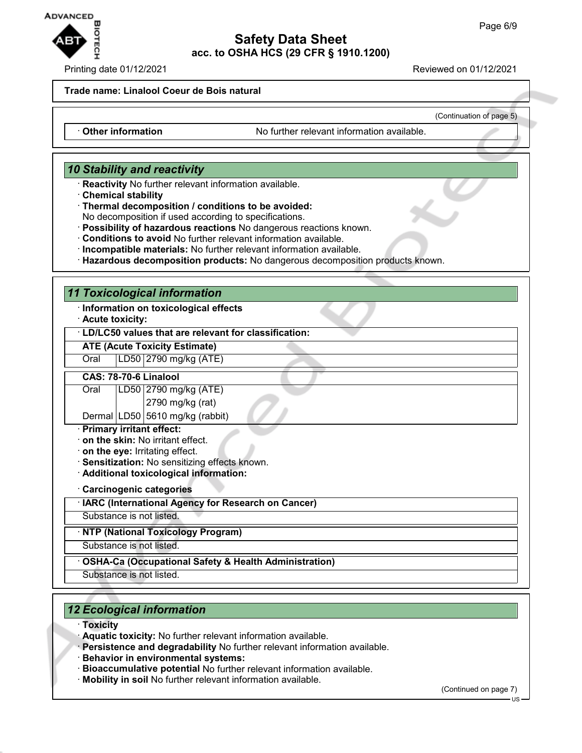**Trade name: Linalool Coeur de Bois natural**

(Continuation of page 5)

| · **Other information** | No further relevant information available. |
|---|---|

## 10 Stability and reactivity

· **Reactivity** No further relevant information available.
· **Chemical stability**
· **Thermal decomposition / conditions to be avoided:**
No decomposition if used according to specifications.
· **Possibility of hazardous reactions** No dangerous reactions known.
· **Conditions to avoid** No further relevant information available.
· **Incompatible materials:** No further relevant information available.
· **Hazardous decomposition products:** No dangerous decomposition products known.

## 11 Toxicological information

· **Information on toxicological effects**
· **Acute toxicity:**

| · **LD/LC50 values that are relevant for classification:** | | |
|---|---|---|
| **ATE (Acute Toxicity Estimate)** | | |
| Oral | LD50 | 2790 mg/kg (ATE) |
| **CAS: 78-70-6 Linalool** | | |
| Oral | LD50 | 2790 mg/kg (ATE) |
| | | 2790 mg/kg (rat) |
| Dermal | LD50 | 5610 mg/kg (rabbit) |

· **Primary irritant effect:**
· **on the skin:** No irritant effect.
· **on the eye:** Irritating effect.
· **Sensitization:** No sensitizing effects known.
· **Additional toxicological information:**

· **Carcinogenic categories**

| · **IARC (International Agency for Research on Cancer)** |
|---|
| Substance is not listed. |

| · **NTP (National Toxicology Program)** |
|---|
| Substance is not listed. |

| · **OSHA-Ca (Occupational Safety & Health Administration)** |
|---|
| Substance is not listed. |

## 12 Ecological information

· **Toxicity**
· **Aquatic toxicity:** No further relevant information available.
· **Persistence and degradability** No further relevant information available.
· **Behavior in environmental systems:**
· **Bioaccumulative potential** No further relevant information available.
· **Mobility in soil** No further relevant information available.

(Continued on page 7)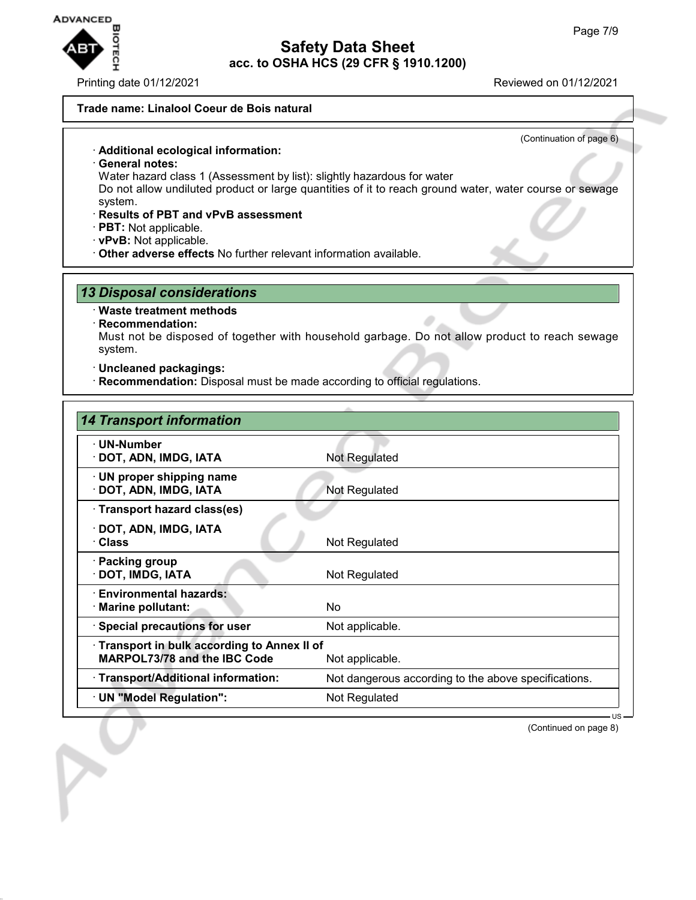**Trade name: Linalool Coeur de Bois natural**

(Continuation of page 6)

· **Additional ecological information:**
· **General notes:**
Water hazard class 1 (Assessment by list): slightly hazardous for water
Do not allow undiluted product or large quantities of it to reach ground water, water course or sewage system.
· **Results of PBT and vPvB assessment**
· **PBT:** Not applicable.
· **vPvB:** Not applicable.
· **Other adverse effects** No further relevant information available.

## 13 Disposal considerations

· **Waste treatment methods**
· **Recommendation:**
Must not be disposed of together with household garbage. Do not allow product to reach sewage system.

· **Uncleaned packagings:**
· **Recommendation:** Disposal must be made according to official regulations.

## 14 Transport information

| | |
|---|---|
| · **UN-Number**<br>· **DOT, ADN, IMDG, IATA** | Not Regulated |
| · **UN proper shipping name**<br>· **DOT, ADN, IMDG, IATA** | Not Regulated |
| · **Transport hazard class(es)**<br>· **DOT, ADN, IMDG, IATA**<br>· **Class** | Not Regulated |
| · **Packing group**<br>· **DOT, IMDG, IATA** | Not Regulated |
| · **Environmental hazards:**<br>· **Marine pollutant:** | No |
| · **Special precautions for user** | Not applicable. |
| · **Transport in bulk according to Annex II of MARPOL73/78 and the IBC Code** | Not applicable. |
| · **Transport/Additional information:** | Not dangerous according to the above specifications. |
| · **UN "Model Regulation":** | Not Regulated |

(Continued on page 8)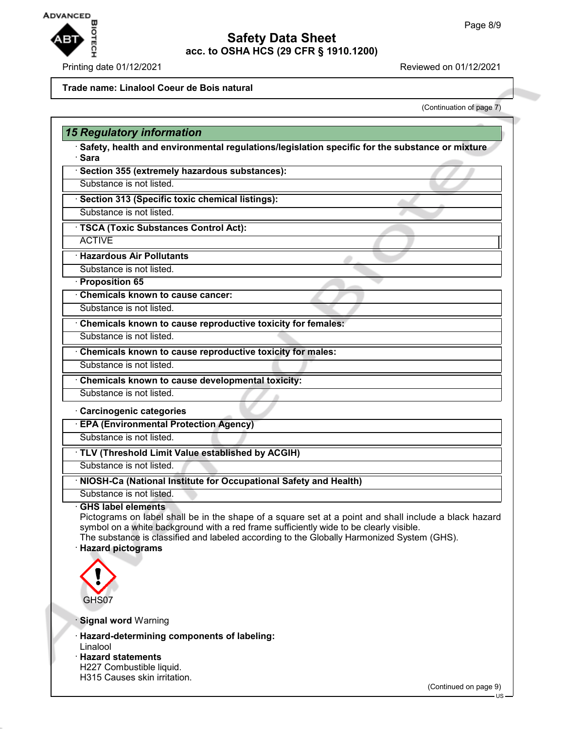Trade name: Linalool Coeur de Bois natural

(Continuation of page 7)

## 15 Regulatory information

· **Safety, health and environmental regulations/legislation specific for the substance or mixture**
· **Sara**

· **Section 355 (extremely hazardous substances):**
Substance is not listed.

· **Section 313 (Specific toxic chemical listings):**
Substance is not listed.

· **TSCA (Toxic Substances Control Act):**
ACTIVE

· **Hazardous Air Pollutants**
Substance is not listed.

· **Proposition 65**

· **Chemicals known to cause cancer:**
Substance is not listed.

· **Chemicals known to cause reproductive toxicity for females:**
Substance is not listed.

· **Chemicals known to cause reproductive toxicity for males:**
Substance is not listed.

· **Chemicals known to cause developmental toxicity:**
Substance is not listed.

· **Carcinogenic categories**

· **EPA (Environmental Protection Agency)**
Substance is not listed.

· **TLV (Threshold Limit Value established by ACGIH)**
Substance is not listed.

· **NIOSH-Ca (National Institute for Occupational Safety and Health)**
Substance is not listed.

· **GHS label elements**
Pictograms on label shall be in the shape of a square set at a point and shall include a black hazard symbol on a white background with a red frame sufficiently wide to be clearly visible.
The substance is classified and labeled according to the Globally Harmonized System (GHS).

· **Hazard pictograms**

GHS07

· **Signal word** Warning

· **Hazard-determining components of labeling:**
Linalool

· **Hazard statements**
H227 Combustible liquid.
H315 Causes skin irritation.

(Continued on page 9)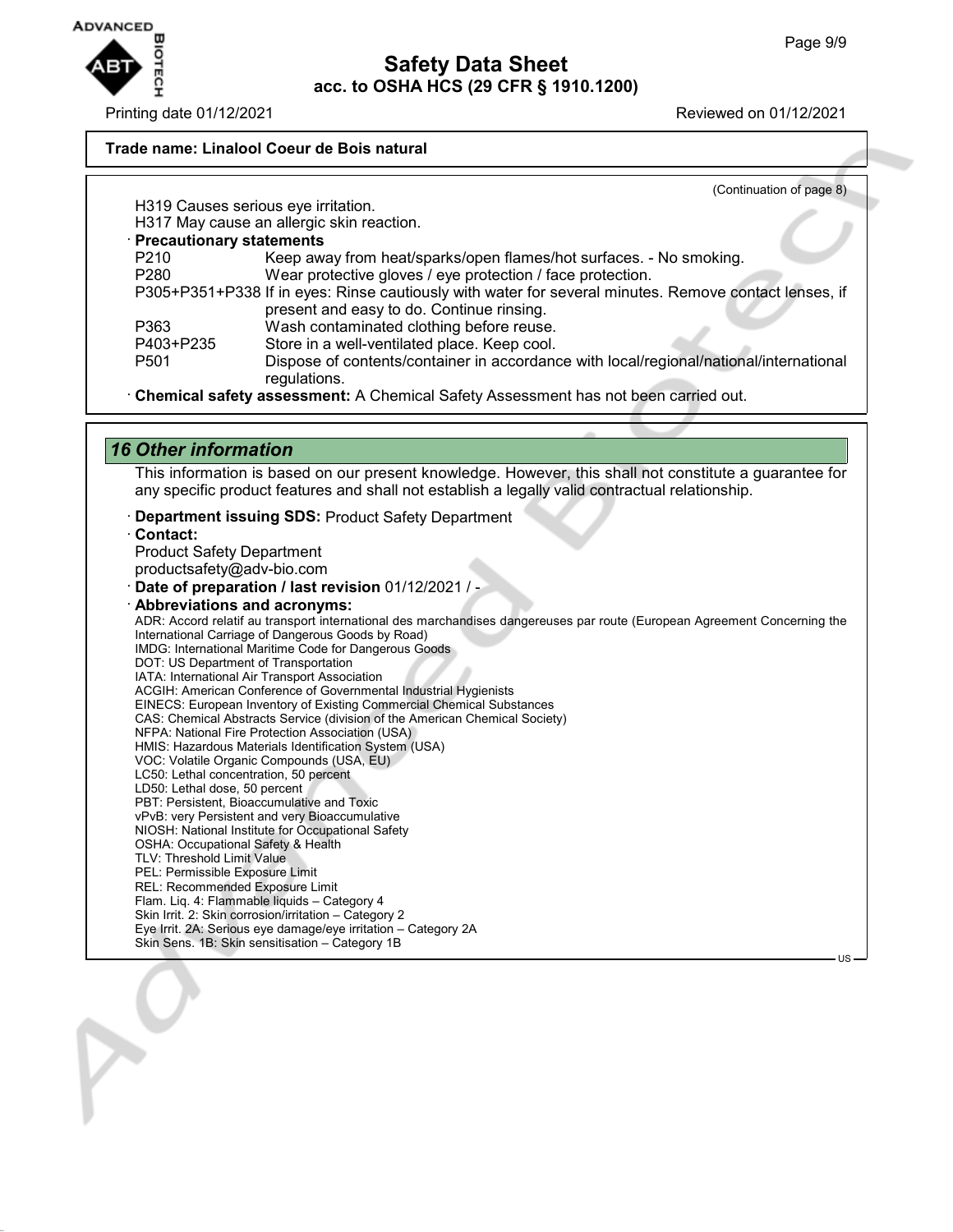**Trade name: Linalool Coeur de Bois natural**

(Continuation of page 8)

H319 Causes serious eye irritation.
H317 May cause an allergic skin reaction.

· **Precautionary statements**

| | |
|---|---|
| P210 | Keep away from heat/sparks/open flames/hot surfaces. - No smoking. |
| P280 | Wear protective gloves / eye protection / face protection. |
| P305+P351+P338 | If in eyes: Rinse cautiously with water for several minutes. Remove contact lenses, if present and easy to do. Continue rinsing. |
| P363 | Wash contaminated clothing before reuse. |
| P403+P235 | Store in a well-ventilated place. Keep cool. |
| P501 | Dispose of contents/container in accordance with local/regional/national/international regulations. |

· **Chemical safety assessment:** A Chemical Safety Assessment has not been carried out.

## 16 Other information

This information is based on our present knowledge. However, this shall not constitute a guarantee for any specific product features and shall not establish a legally valid contractual relationship.

· **Department issuing SDS:** Product Safety Department

· **Contact:**
Product Safety Department
productsafety@adv-bio.com

· **Date of preparation / last revision** 01/12/2021 / -

· **Abbreviations and acronyms:**
ADR: Accord relatif au transport international des marchandises dangereuses par route (European Agreement Concerning the International Carriage of Dangerous Goods by Road)
IMDG: International Maritime Code for Dangerous Goods
DOT: US Department of Transportation
IATA: International Air Transport Association
ACGIH: American Conference of Governmental Industrial Hygienists
EINECS: European Inventory of Existing Commercial Chemical Substances
CAS: Chemical Abstracts Service (division of the American Chemical Society)
NFPA: National Fire Protection Association (USA)
HMIS: Hazardous Materials Identification System (USA)
VOC: Volatile Organic Compounds (USA, EU)
LC50: Lethal concentration, 50 percent
LD50: Lethal dose, 50 percent
PBT: Persistent, Bioaccumulative and Toxic
vPvB: very Persistent and very Bioaccumulative
NIOSH: National Institute for Occupational Safety
OSHA: Occupational Safety & Health
TLV: Threshold Limit Value
PEL: Permissible Exposure Limit
REL: Recommended Exposure Limit
Flam. Liq. 4: Flammable liquids – Category 4
Skin Irrit. 2: Skin corrosion/irritation – Category 2
Eye Irrit. 2A: Serious eye damage/eye irritation – Category 2A
Skin Sens. 1B: Skin sensitisation – Category 1B